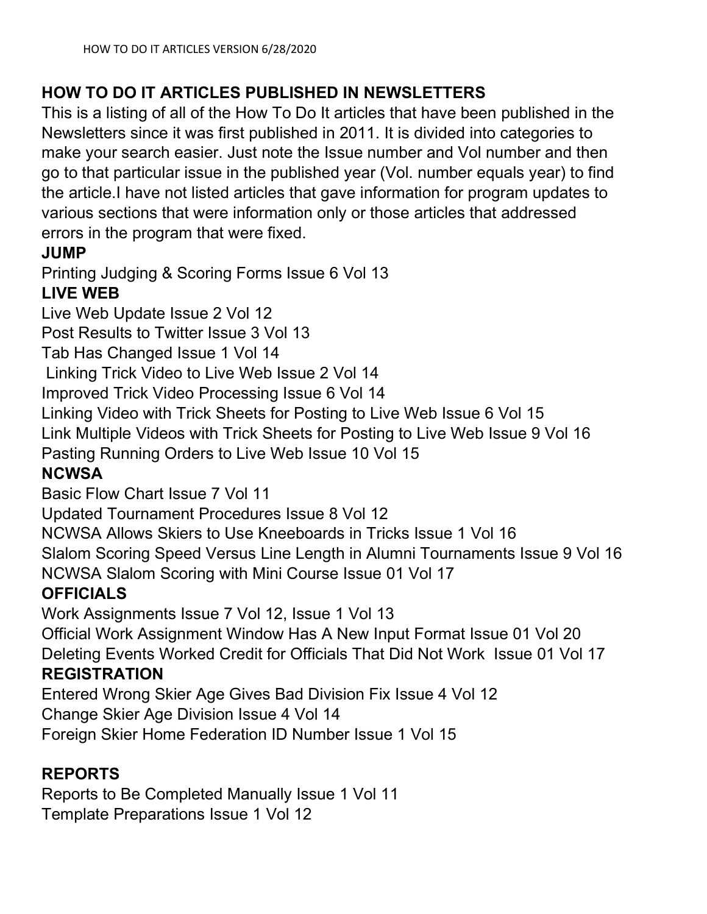# HOW TO DO IT ARTICLES PUBLISHED IN NEWSLETTERS

This is a listing of all of the How To Do It articles that have been published in the Newsletters since it was first published in 2011. It is divided into categories to make your search easier. Just note the Issue number and Vol number and then go to that particular issue in the published year (Vol. number equals year) to find the article.I have not listed articles that gave information for program updates to various sections that were information only or those articles that addressed errors in the program that were fixed.

## JUMP

Printing Judging & Scoring Forms Issue 6 Vol 13

## LIVE WEB

Live Web Update Issue 2 Vol 12
Post Results to Twitter Issue 3 Vol 13
Tab Has Changed Issue 1 Vol 14
Linking Trick Video to Live Web Issue 2 Vol 14
Improved Trick Video Processing Issue 6 Vol 14
Linking Video with Trick Sheets for Posting to Live Web Issue 6 Vol 15
Link Multiple Videos with Trick Sheets for Posting to Live Web Issue 9 Vol 16
Pasting Running Orders to Live Web Issue 10 Vol 15

## NCWSA

Basic Flow Chart Issue 7 Vol 11
Updated Tournament Procedures Issue 8 Vol 12
NCWSA Allows Skiers to Use Kneeboards in Tricks Issue 1 Vol 16
Slalom Scoring Speed Versus Line Length in Alumni Tournaments Issue 9 Vol 16
NCWSA Slalom Scoring with Mini Course Issue 01 Vol 17

## OFFICIALS

Work Assignments Issue 7 Vol 12, Issue 1 Vol 13
Official Work Assignment Window Has A New Input Format Issue 01 Vol 20
Deleting Events Worked Credit for Officials That Did Not Work Issue 01 Vol 17

## REGISTRATION

Entered Wrong Skier Age Gives Bad Division Fix Issue 4 Vol 12
Change Skier Age Division Issue 4 Vol 14
Foreign Skier Home Federation ID Number Issue 1 Vol 15

## REPORTS

Reports to Be Completed Manually Issue 1 Vol 11
Template Preparations Issue 1 Vol 12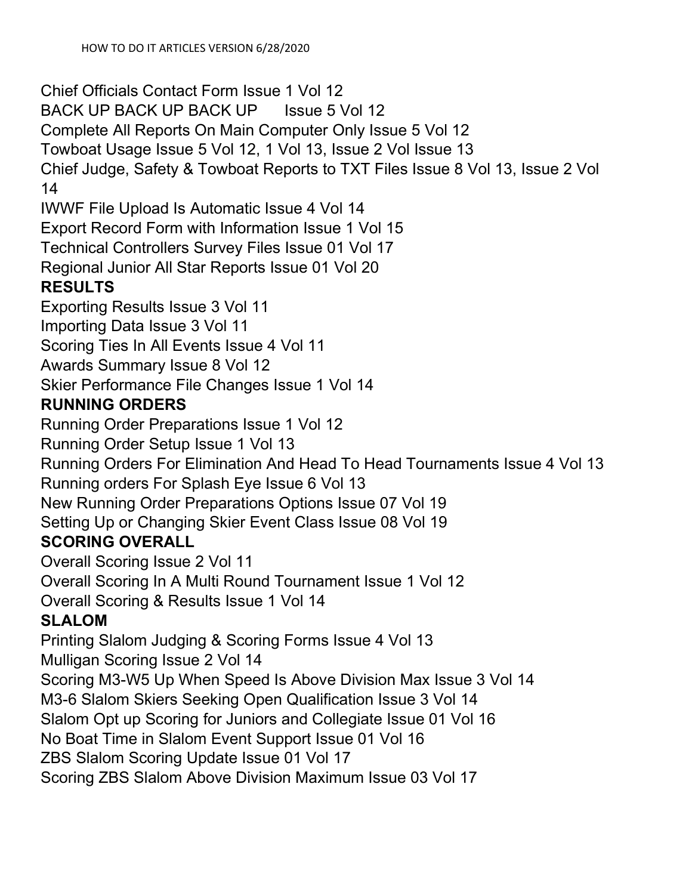Chief Officials Contact Form Issue 1 Vol 12
BACK UP BACK UP BACK UP Issue 5 Vol 12
Complete All Reports On Main Computer Only Issue 5 Vol 12
Towboat Usage Issue 5 Vol 12, 1 Vol 13, Issue 2 Vol Issue 13
Chief Judge, Safety & Towboat Reports to TXT Files Issue 8 Vol 13, Issue 2 Vol 14
IWWF File Upload Is Automatic Issue 4 Vol 14
Export Record Form with Information Issue 1 Vol 15
Technical Controllers Survey Files Issue 01 Vol 17
Regional Junior All Star Reports Issue 01 Vol 20

## RESULTS

Exporting Results Issue 3 Vol 11
Importing Data Issue 3 Vol 11
Scoring Ties In All Events Issue 4 Vol 11
Awards Summary Issue 8 Vol 12
Skier Performance File Changes Issue 1 Vol 14

## RUNNING ORDERS

Running Order Preparations Issue 1 Vol 12
Running Order Setup Issue 1 Vol 13
Running Orders For Elimination And Head To Head Tournaments Issue 4 Vol 13
Running orders For Splash Eye Issue 6 Vol 13
New Running Order Preparations Options Issue 07 Vol 19
Setting Up or Changing Skier Event Class Issue 08 Vol 19

## SCORING OVERALL

Overall Scoring Issue 2 Vol 11
Overall Scoring In A Multi Round Tournament Issue 1 Vol 12
Overall Scoring & Results Issue 1 Vol 14

## SLALOM

Printing Slalom Judging & Scoring Forms Issue 4 Vol 13
Mulligan Scoring Issue 2 Vol 14
Scoring M3-W5 Up When Speed Is Above Division Max Issue 3 Vol 14
M3-6 Slalom Skiers Seeking Open Qualification Issue 3 Vol 14
Slalom Opt up Scoring for Juniors and Collegiate Issue 01 Vol 16
No Boat Time in Slalom Event Support Issue 01 Vol 16
ZBS Slalom Scoring Update Issue 01 Vol 17
Scoring ZBS Slalom Above Division Maximum Issue 03 Vol 17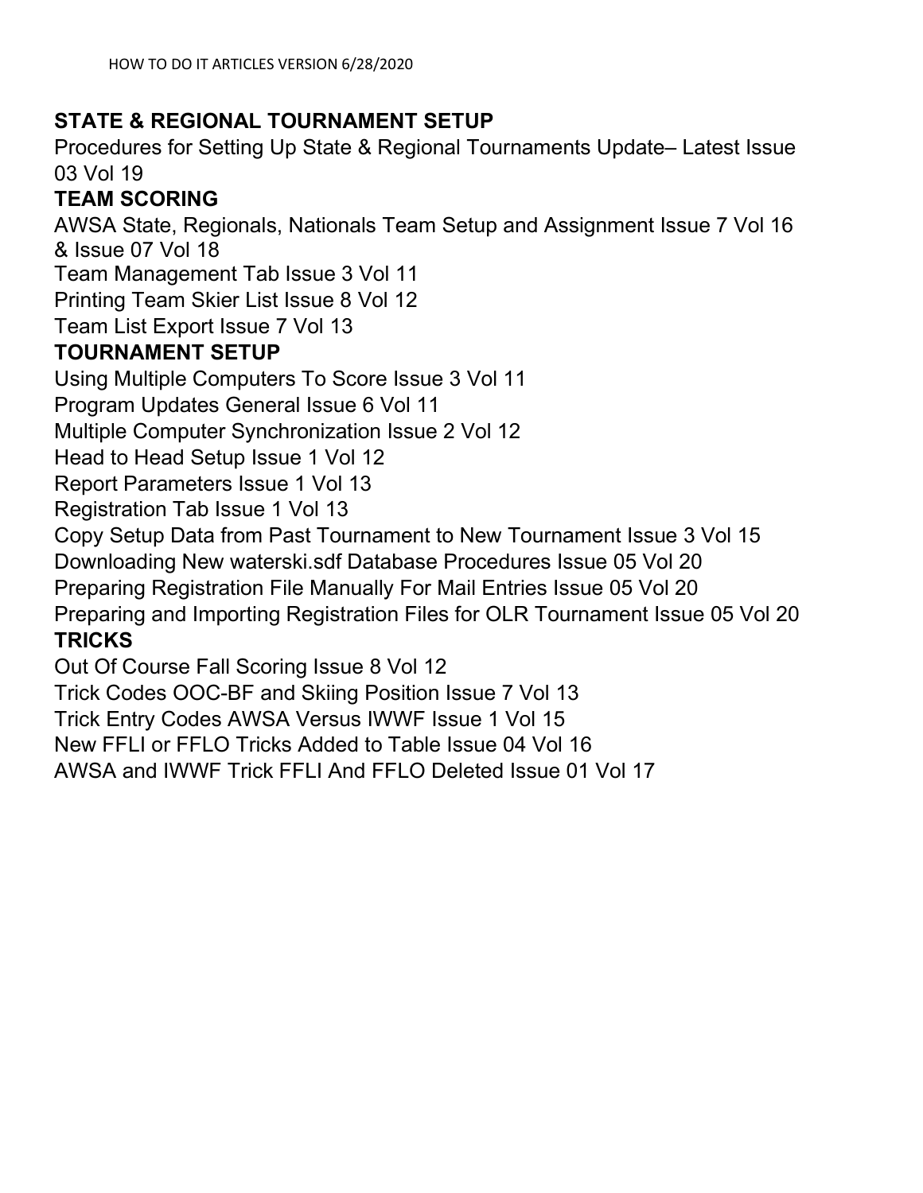## STATE & REGIONAL TOURNAMENT SETUP

Procedures for Setting Up State & Regional Tournaments Update– Latest Issue 03 Vol 19

## TEAM SCORING

AWSA State, Regionals, Nationals Team Setup and Assignment Issue 7 Vol 16 & Issue 07 Vol 18

Team Management Tab Issue 3 Vol 11

Printing Team Skier List Issue 8 Vol 12

Team List Export Issue 7 Vol 13

## TOURNAMENT SETUP

Using Multiple Computers To Score Issue 3 Vol 11

Program Updates General Issue 6 Vol 11

Multiple Computer Synchronization Issue 2 Vol 12

Head to Head Setup Issue 1 Vol 12

Report Parameters Issue 1 Vol 13

Registration Tab Issue 1 Vol 13

Copy Setup Data from Past Tournament to New Tournament Issue 3 Vol 15

Downloading New waterski.sdf Database Procedures Issue 05 Vol 20

Preparing Registration File Manually For Mail Entries Issue 05 Vol 20

Preparing and Importing Registration Files for OLR Tournament Issue 05 Vol 20

## TRICKS

Out Of Course Fall Scoring Issue 8 Vol 12

Trick Codes OOC-BF and Skiing Position Issue 7 Vol 13

Trick Entry Codes AWSA Versus IWWF Issue 1 Vol 15

New FFLI or FFLO Tricks Added to Table Issue 04 Vol 16

AWSA and IWWF Trick FFLI And FFLO Deleted Issue 01 Vol 17